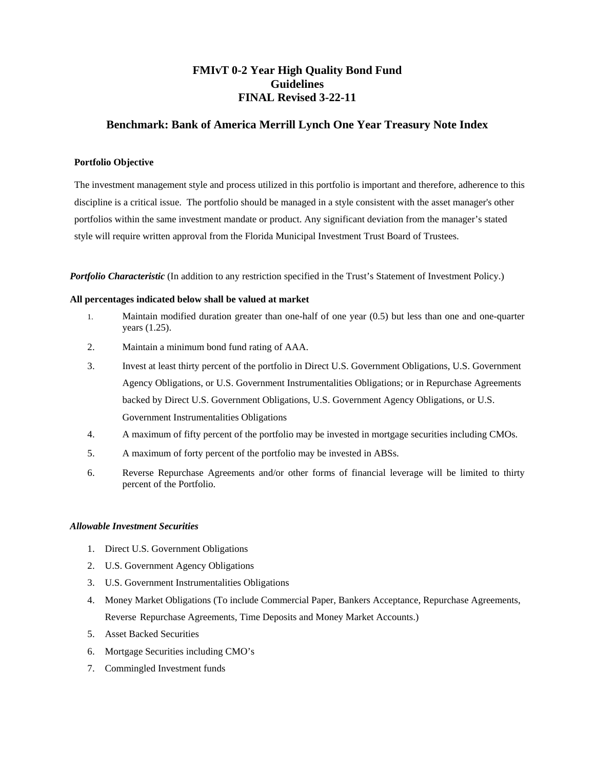# FMIvT 0-2 Year High Quality Bond Fund
# Guidelines
# FINAL Revised 3-22-11

## Benchmark: Bank of America Merrill Lynch One Year Treasury Note Index

**Portfolio Objective**

The investment management style and process utilized in this portfolio is important and therefore, adherence to this discipline is a critical issue. The portfolio should be managed in a style consistent with the asset manager's other portfolios within the same investment mandate or product. Any significant deviation from the manager's stated style will require written approval from the Florida Municipal Investment Trust Board of Trustees.

***Portfolio Characteristic*** (In addition to any restriction specified in the Trust's Statement of Investment Policy.)

**All percentages indicated below shall be valued at market**

1. Maintain modified duration greater than one-half of one year (0.5) but less than one and one-quarter years (1.25).
2. Maintain a minimum bond fund rating of AAA.
3. Invest at least thirty percent of the portfolio in Direct U.S. Government Obligations, U.S. Government Agency Obligations, or U.S. Government Instrumentalities Obligations; or in Repurchase Agreements backed by Direct U.S. Government Obligations, U.S. Government Agency Obligations, or U.S. Government Instrumentalities Obligations
4. A maximum of fifty percent of the portfolio may be invested in mortgage securities including CMOs.
5. A maximum of forty percent of the portfolio may be invested in ABSs.
6. Reverse Repurchase Agreements and/or other forms of financial leverage will be limited to thirty percent of the Portfolio.

***Allowable Investment Securities***

1. Direct U.S. Government Obligations
2. U.S. Government Agency Obligations
3. U.S. Government Instrumentalities Obligations
4. Money Market Obligations (To include Commercial Paper, Bankers Acceptance, Repurchase Agreements, Reverse Repurchase Agreements, Time Deposits and Money Market Accounts.)
5. Asset Backed Securities
6. Mortgage Securities including CMO's
7. Commingled Investment funds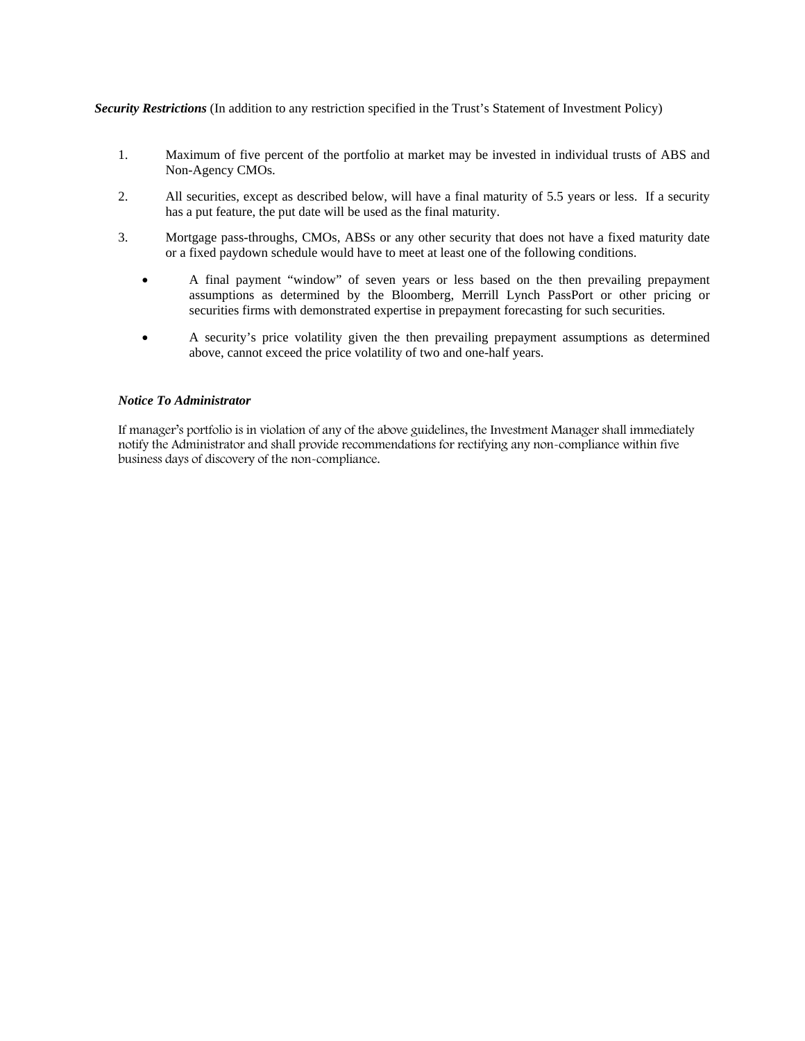***Security Restrictions*** (In addition to any restriction specified in the Trust's Statement of Investment Policy)

1. Maximum of five percent of the portfolio at market may be invested in individual trusts of ABS and Non-Agency CMOs.
2. All securities, except as described below, will have a final maturity of 5.5 years or less. If a security has a put feature, the put date will be used as the final maturity.
3. Mortgage pass-throughs, CMOs, ABSs or any other security that does not have a fixed maturity date or a fixed paydown schedule would have to meet at least one of the following conditions.
   - A final payment "window" of seven years or less based on the then prevailing prepayment assumptions as determined by the Bloomberg, Merrill Lynch PassPort or other pricing or securities firms with demonstrated expertise in prepayment forecasting for such securities.
   - A security's price volatility given the then prevailing prepayment assumptions as determined above, cannot exceed the price volatility of two and one-half years.

***Notice To Administrator***

If manager's portfolio is in violation of any of the above guidelines, the Investment Manager shall immediately notify the Administrator and shall provide recommendations for rectifying any non-compliance within five business days of discovery of the non-compliance.